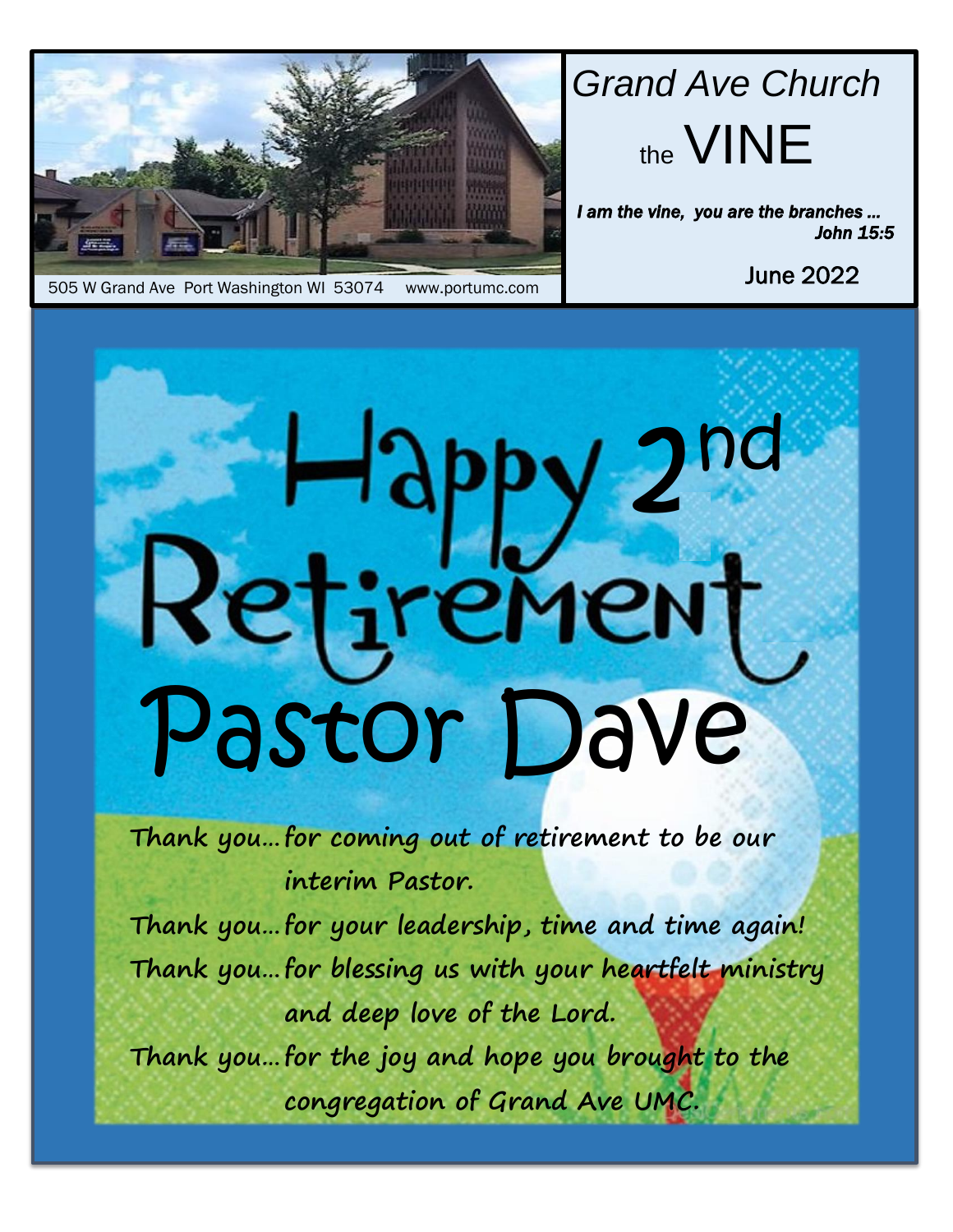# Grand Ave Church

## the VINE

*I am the vine, you are the branches ...*
*John 15:5*

June 2022

505 W Grand Ave Port Washington WI 53074 www.portumc.com

# Happy 2nd Retirement Pastor Dave

Thank you… for coming out of retirement to be our interim Pastor.

Thank you… for your leadership, time and time again!

Thank you… for blessing us with your heartfelt ministry and deep love of the Lord.

Thank you… for the joy and hope you brought to the congregation of Grand Ave UMC.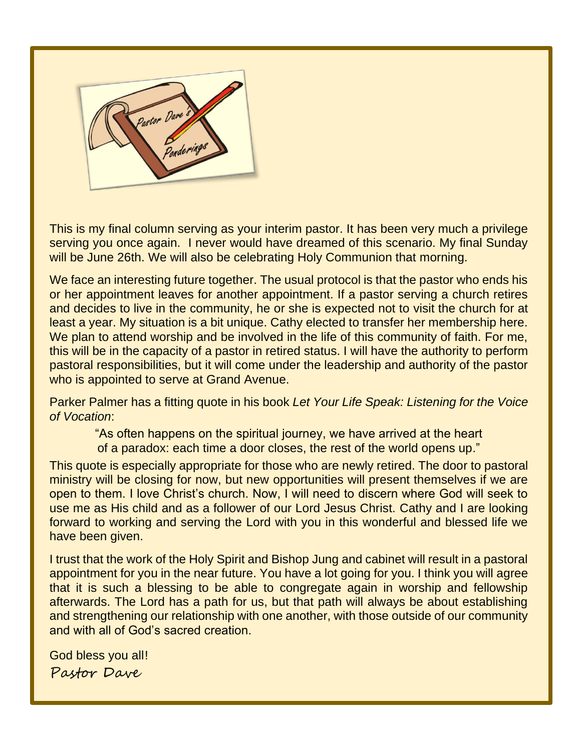Pastor Dave's Ponderings

This is my final column serving as your interim pastor. It has been very much a privilege serving you once again. I never would have dreamed of this scenario. My final Sunday will be June 26th. We will also be celebrating Holy Communion that morning.

We face an interesting future together. The usual protocol is that the pastor who ends his or her appointment leaves for another appointment. If a pastor serving a church retires and decides to live in the community, he or she is expected not to visit the church for at least a year. My situation is a bit unique. Cathy elected to transfer her membership here. We plan to attend worship and be involved in the life of this community of faith. For me, this will be in the capacity of a pastor in retired status. I will have the authority to perform pastoral responsibilities, but it will come under the leadership and authority of the pastor who is appointed to serve at Grand Avenue.

Parker Palmer has a fitting quote in his book *Let Your Life Speak: Listening for the Voice of Vocation*:

> "As often happens on the spiritual journey, we have arrived at the heart of a paradox: each time a door closes, the rest of the world opens up."

This quote is especially appropriate for those who are newly retired. The door to pastoral ministry will be closing for now, but new opportunities will present themselves if we are open to them. I love Christ's church. Now, I will need to discern where God will seek to use me as His child and as a follower of our Lord Jesus Christ. Cathy and I are looking forward to working and serving the Lord with you in this wonderful and blessed life we have been given.

I trust that the work of the Holy Spirit and Bishop Jung and cabinet will result in a pastoral appointment for you in the near future. You have a lot going for you. I think you will agree that it is such a blessing to be able to congregate again in worship and fellowship afterwards. The Lord has a path for us, but that path will always be about establishing and strengthening our relationship with one another, with those outside of our community and with all of God's sacred creation.

God bless you all!

Pastor Dave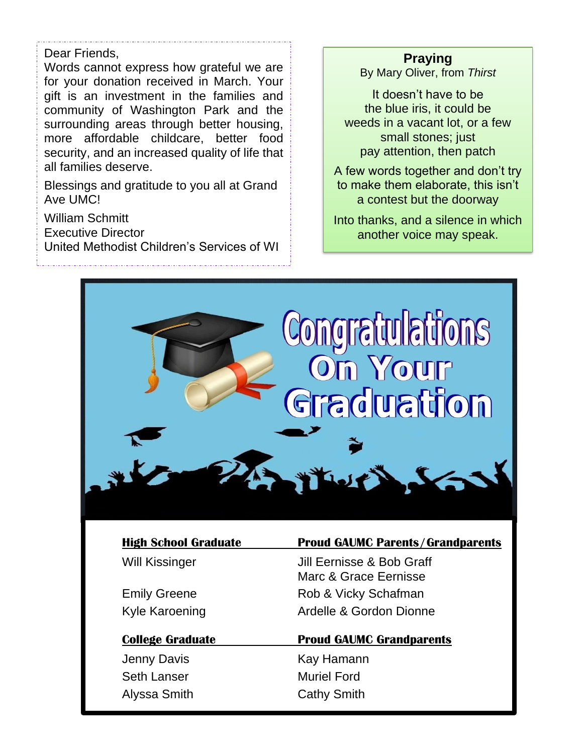Dear Friends,

Words cannot express how grateful we are for your donation received in March. Your gift is an investment in the families and community of Washington Park and the surrounding areas through better housing, more affordable childcare, better food security, and an increased quality of life that all families deserve.

Blessings and gratitude to you all at Grand Ave UMC!

William Schmitt
Executive Director
United Methodist Children's Services of WI

**Praying**

By Mary Oliver, from *Thirst*

It doesn't have to be
the blue iris, it could be
weeds in a vacant lot, or a few
small stones; just
pay attention, then patch

A few words together and don't try
to make them elaborate, this isn't
a contest but the doorway

Into thanks, and a silence in which
another voice may speak.

# Congratulations On Your Graduation

| High School Graduate | Proud GAUMC Parents/Grandparents |
|---|---|
| Will Kissinger | Jill Eernisse & Bob Graff<br>Marc & Grace Eernisse |
| Emily Greene | Rob & Vicky Schafman |
| Kyle Karoening | Ardelle & Gordon Dionne |

| College Graduate | Proud GAUMC Grandparents |
|---|---|
| Jenny Davis | Kay Hamann |
| Seth Lanser | Muriel Ford |
| Alyssa Smith | Cathy Smith |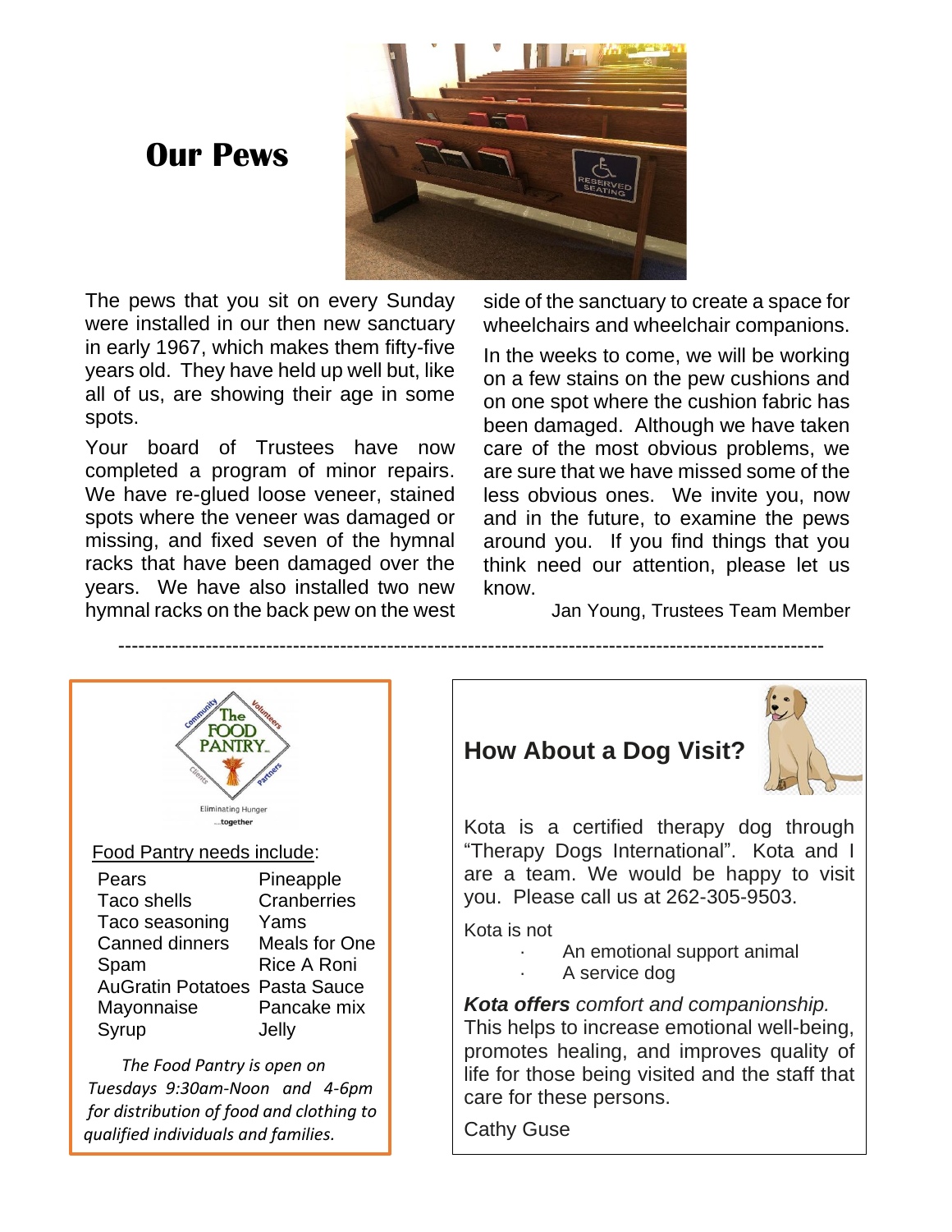# Our Pews

The pews that you sit on every Sunday were installed in our then new sanctuary in early 1967, which makes them fifty-five years old. They have held up well but, like all of us, are showing their age in some spots.

Your board of Trustees have now completed a program of minor repairs. We have re-glued loose veneer, stained spots where the veneer was damaged or missing, and fixed seven of the hymnal racks that have been damaged over the years. We have also installed two new hymnal racks on the back pew on the west side of the sanctuary to create a space for wheelchairs and wheelchair companions.

In the weeks to come, we will be working on a few stains on the pew cushions and on one spot where the cushion fabric has been damaged. Although we have taken care of the most obvious problems, we are sure that we have missed some of the less obvious ones. We invite you, now and in the future, to examine the pews around you. If you find things that you think need our attention, please let us know.

Jan Young, Trustees Team Member

---

The FOOD PANTRY — Community, Volunteers, Clients, Partners

Eliminating Hunger ...together

Food Pantry needs include:

| | |
|---|---|
| Pears | Pineapple |
| Taco shells | Cranberries |
| Taco seasoning | Yams |
| Canned dinners | Meals for One |
| Spam | Rice A Roni |
| AuGratin Potatoes | Pasta Sauce |
| Mayonnaise | Pancake mix |
| Syrup | Jelly |

*The Food Pantry is open on Tuesdays 9:30am-Noon and 4-6pm for distribution of food and clothing to qualified individuals and families.*

## How About a Dog Visit?

Kota is a certified therapy dog through "Therapy Dogs International". Kota and I are a team. We would be happy to visit you. Please call us at 262-305-9503.

Kota is not

- An emotional support animal
- A service dog

***Kota offers*** *comfort and companionship.* This helps to increase emotional well-being, promotes healing, and improves quality of life for those being visited and the staff that care for these persons.

Cathy Guse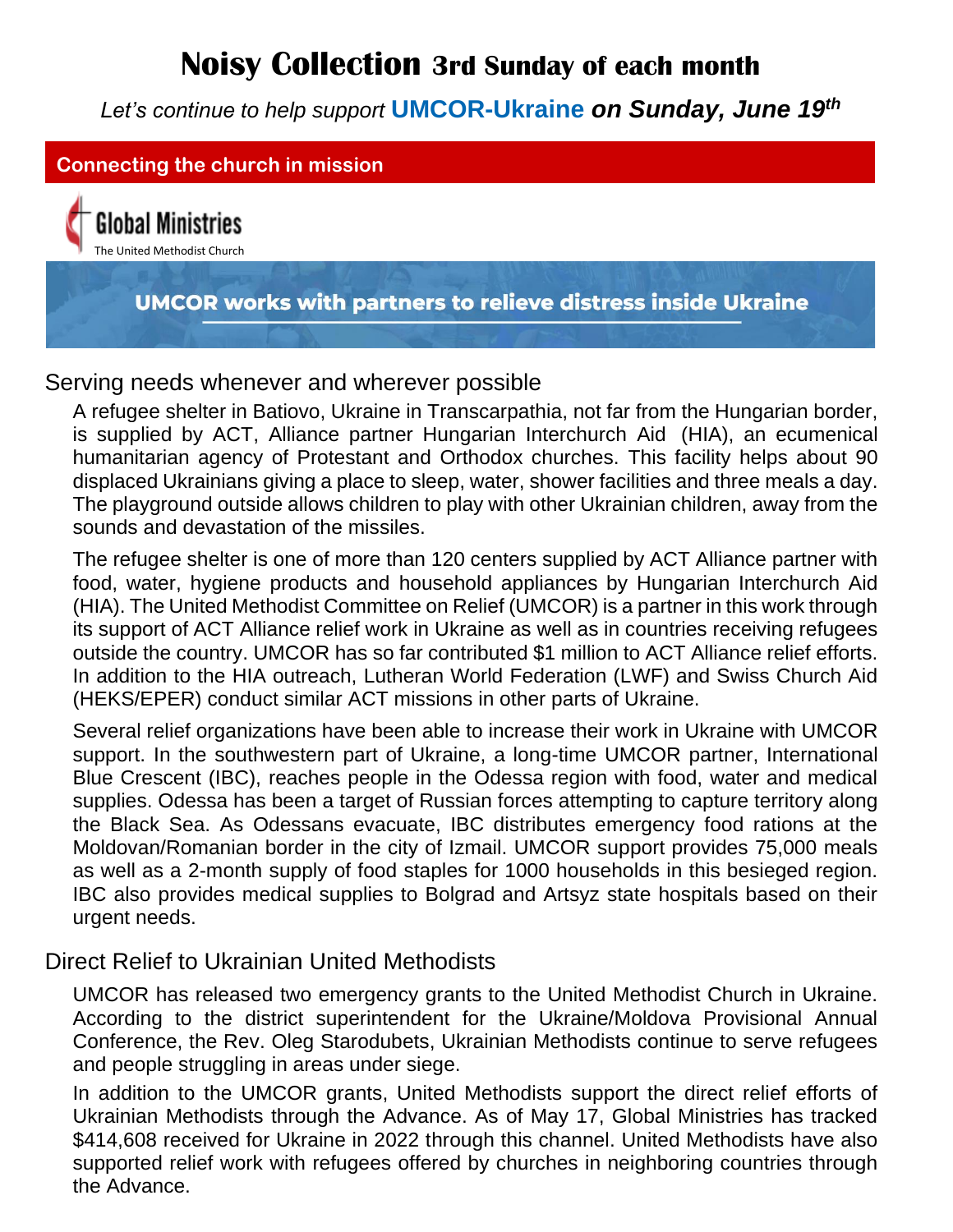# Noisy Collection 3rd Sunday of each month

*Let's continue to help support* **UMCOR-Ukraine** ***on Sunday, June 19th***

**Connecting the church in mission**

Global Ministries
The United Methodist Church

**UMCOR works with partners to relieve distress inside Ukraine**

## Serving needs whenever and wherever possible

A refugee shelter in Batiovo, Ukraine in Transcarpathia, not far from the Hungarian border, is supplied by ACT, Alliance partner Hungarian Interchurch Aid (HIA), an ecumenical humanitarian agency of Protestant and Orthodox churches. This facility helps about 90 displaced Ukrainians giving a place to sleep, water, shower facilities and three meals a day. The playground outside allows children to play with other Ukrainian children, away from the sounds and devastation of the missiles.

The refugee shelter is one of more than 120 centers supplied by ACT Alliance partner with food, water, hygiene products and household appliances by Hungarian Interchurch Aid (HIA). The United Methodist Committee on Relief (UMCOR) is a partner in this work through its support of ACT Alliance relief work in Ukraine as well as in countries receiving refugees outside the country. UMCOR has so far contributed $1 million to ACT Alliance relief efforts. In addition to the HIA outreach, Lutheran World Federation (LWF) and Swiss Church Aid (HEKS/EPER) conduct similar ACT missions in other parts of Ukraine.

Several relief organizations have been able to increase their work in Ukraine with UMCOR support. In the southwestern part of Ukraine, a long-time UMCOR partner, International Blue Crescent (IBC), reaches people in the Odessa region with food, water and medical supplies. Odessa has been a target of Russian forces attempting to capture territory along the Black Sea. As Odessans evacuate, IBC distributes emergency food rations at the Moldovan/Romanian border in the city of Izmail. UMCOR support provides 75,000 meals as well as a 2-month supply of food staples for 1000 households in this besieged region. IBC also provides medical supplies to Bolgrad and Artsyz state hospitals based on their urgent needs.

## Direct Relief to Ukrainian United Methodists

UMCOR has released two emergency grants to the United Methodist Church in Ukraine. According to the district superintendent for the Ukraine/Moldova Provisional Annual Conference, the Rev. Oleg Starodubets, Ukrainian Methodists continue to serve refugees and people struggling in areas under siege.

In addition to the UMCOR grants, United Methodists support the direct relief efforts of Ukrainian Methodists through the Advance. As of May 17, Global Ministries has tracked $414,608 received for Ukraine in 2022 through this channel. United Methodists have also supported relief work with refugees offered by churches in neighboring countries through the Advance.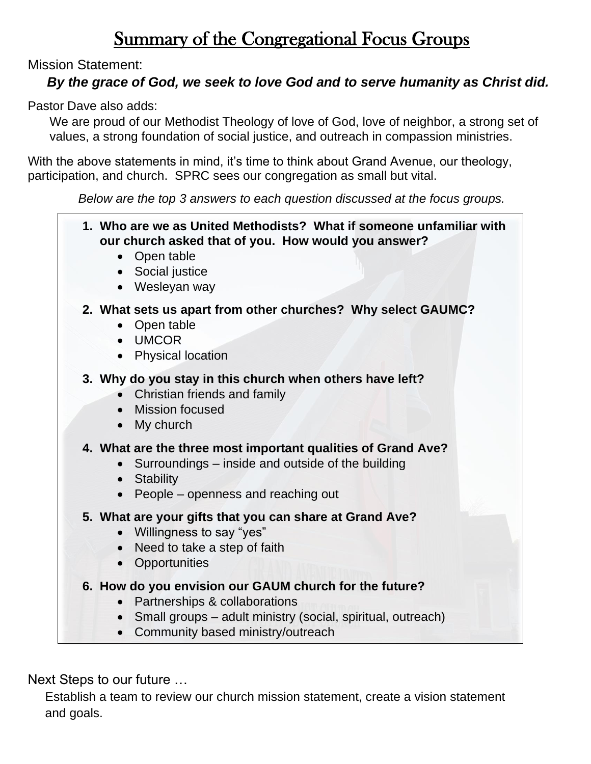# Summary of the Congregational Focus Groups

Mission Statement:

***By the grace of God, we seek to love God and to serve humanity as Christ did.***

Pastor Dave also adds:

We are proud of our Methodist Theology of love of God, love of neighbor, a strong set of values, a strong foundation of social justice, and outreach in compassion ministries.

With the above statements in mind, it's time to think about Grand Avenue, our theology, participation, and church. SPRC sees our congregation as small but vital.

*Below are the top 3 answers to each question discussed at the focus groups.*

1. **Who are we as United Methodists? What if someone unfamiliar with our church asked that of you. How would you answer?**
   - Open table
   - Social justice
   - Wesleyan way
2. **What sets us apart from other churches? Why select GAUMC?**
   - Open table
   - UMCOR
   - Physical location
3. **Why do you stay in this church when others have left?**
   - Christian friends and family
   - Mission focused
   - My church
4. **What are the three most important qualities of Grand Ave?**
   - Surroundings – inside and outside of the building
   - Stability
   - People – openness and reaching out
5. **What are your gifts that you can share at Grand Ave?**
   - Willingness to say "yes"
   - Need to take a step of faith
   - Opportunities
6. **How do you envision our GAUM church for the future?**
   - Partnerships & collaborations
   - Small groups – adult ministry (social, spiritual, outreach)
   - Community based ministry/outreach

Next Steps to our future …

Establish a team to review our church mission statement, create a vision statement and goals.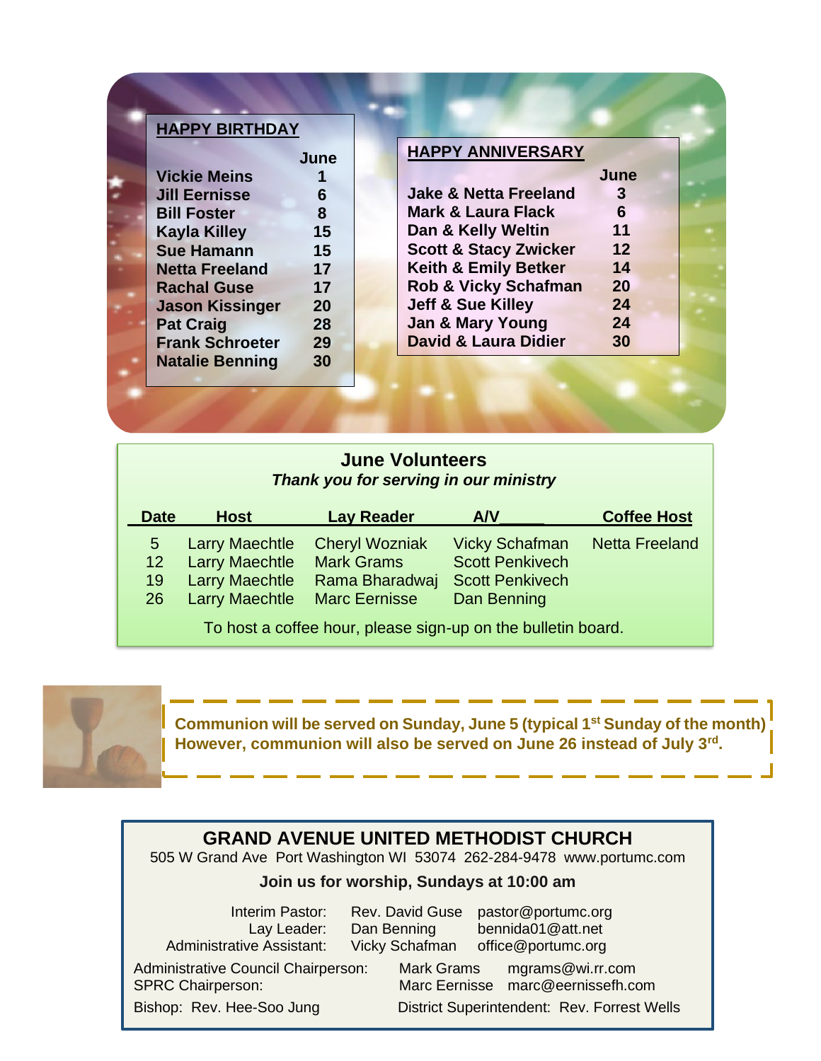## HAPPY BIRTHDAY

| | June |
|---|---|
| **Vickie Meins** | **1** |
| **Jill Eernisse** | **6** |
| **Bill Foster** | **8** |
| **Kayla Killey** | **15** |
| **Sue Hamann** | **15** |
| **Netta Freeland** | **17** |
| **Rachal Guse** | **17** |
| **Jason Kissinger** | **20** |
| **Pat Craig** | **28** |
| **Frank Schroeter** | **29** |
| **Natalie Benning** | **30** |

## HAPPY ANNIVERSARY

| | June |
|---|---|
| **Jake & Netta Freeland** | **3** |
| **Mark & Laura Flack** | **6** |
| **Dan & Kelly Weltin** | **11** |
| **Scott & Stacy Zwicker** | **12** |
| **Keith & Emily Betker** | **14** |
| **Rob & Vicky Schafman** | **20** |
| **Jeff & Sue Killey** | **24** |
| **Jan & Mary Young** | **24** |
| **David & Laura Didier** | **30** |

## June Volunteers

***Thank you for serving in our ministry***

| Date | Host | Lay Reader | A/V | Coffee Host |
|---|---|---|---|---|
| 5 | Larry Maechtle | Cheryl Wozniak | Vicky Schafman | Netta Freeland |
| 12 | Larry Maechtle | Mark Grams | Scott Penkivech | |
| 19 | Larry Maechtle | Rama Bharadwaj | Scott Penkivech | |
| 26 | Larry Maechtle | Marc Eernisse | Dan Benning | |

To host a coffee hour, please sign-up on the bulletin board.

**Communion will be served on Sunday, June 5 (typical 1st Sunday of the month) However, communion will also be served on June 26 instead of July 3rd.**

## GRAND AVENUE UNITED METHODIST CHURCH

505 W Grand Ave Port Washington WI 53074 262-284-9478 www.portumc.com

**Join us for worship, Sundays at 10:00 am**

| | | |
|---|---|---|
| Interim Pastor: | Rev. David Guse | pastor@portumc.org |
| Lay Leader: | Dan Benning | bennida01@att.net |
| Administrative Assistant: | Vicky Schafman | office@portumc.org |
| Administrative Council Chairperson: | Mark Grams | mgrams@wi.rr.com |
| SPRC Chairperson: | Marc Eernisse | marc@eernissefh.com |

Bishop: Rev. Hee-Soo Jung District Superintendent: Rev. Forrest Wells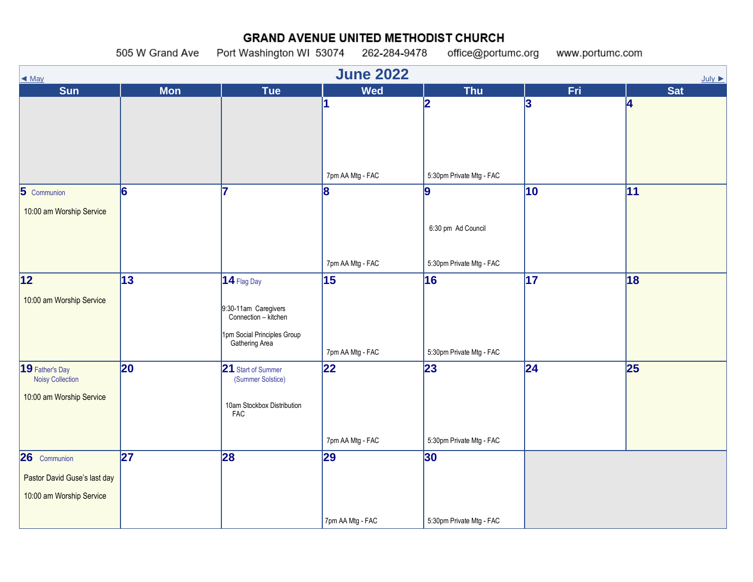**GRAND AVENUE UNITED METHODIST CHURCH**

505 W Grand Ave Port Washington WI 53074 262-284-9478 office@portumc.org www.portumc.com

◄ May **June 2022** July ►

| Sun | Mon | Tue | Wed | Thu | Fri | Sat |
|---|---|---|---|---|---|---|
| | | | **1**<br>7pm AA Mtg - FAC | **2**<br>5:30pm Private Mtg - FAC | **3** | **4** |
| **5** Communion<br>10:00 am Worship Service | **6** | **7** | **8**<br>7pm AA Mtg - FAC | **9**<br>6:30 pm Ad Council<br>5:30pm Private Mtg - FAC | **10** | **11** |
| **12**<br>10:00 am Worship Service | **13** | **14** Flag Day<br>9:30-11am Caregivers Connection – kitchen<br>1pm Social Principles Group Gathering Area | **15**<br>7pm AA Mtg - FAC | **16**<br>5:30pm Private Mtg - FAC | **17** | **18** |
| **19** Father's Day<br>Noisy Collection<br>10:00 am Worship Service | **20** | **21** Start of Summer (Summer Solstice)<br>10am Stockbox Distribution FAC | **22**<br>7pm AA Mtg - FAC | **23**<br>5:30pm Private Mtg - FAC | **24** | **25** |
| **26** Communion<br>Pastor David Guse's last day<br>10:00 am Worship Service | **27** | **28** | **29**<br>7pm AA Mtg - FAC | **30**<br>5:30pm Private Mtg - FAC | | |